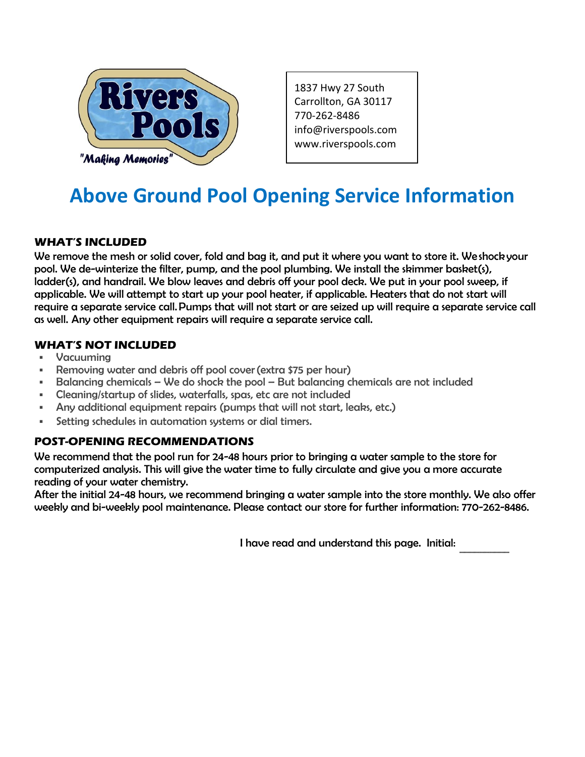Rivers Pools
"Making Memories"

1837 Hwy 27 South
Carrollton, GA 30117
770-262-8486
info@riverspools.com
www.riverspools.com

# Above Ground Pool Opening Service Information

## WHAT'S INCLUDED

We remove the mesh or solid cover, fold and bag it, and put it where you want to store it. We shock your pool. We de-winterize the filter, pump, and the pool plumbing. We install the skimmer basket(s), ladder(s), and handrail. We blow leaves and debris off your pool deck. We put in your pool sweep, if applicable. We will attempt to start up your pool heater, if applicable. Heaters that do not start will require a separate service call. Pumps that will not start or are seized up will require a separate service call as well. Any other equipment repairs will require a separate service call.

## WHAT'S NOT INCLUDED

- Vacuuming
- Removing water and debris off pool cover (extra $75 per hour)
- Balancing chemicals – We do shock the pool – But balancing chemicals are not included
- Cleaning/startup of slides, waterfalls, spas, etc are not included
- Any additional equipment repairs (pumps that will not start, leaks, etc.)
- Setting schedules in automation systems or dial timers.

## POST-OPENING RECOMMENDATIONS

We recommend that the pool run for 24-48 hours prior to bringing a water sample to the store for computerized analysis. This will give the water time to fully circulate and give you a more accurate reading of your water chemistry.
After the initial 24-48 hours, we recommend bringing a water sample into the store monthly. We also offer weekly and bi-weekly pool maintenance. Please contact our store for further information: 770-262-8486.

I have read and understand this page. Initial: ________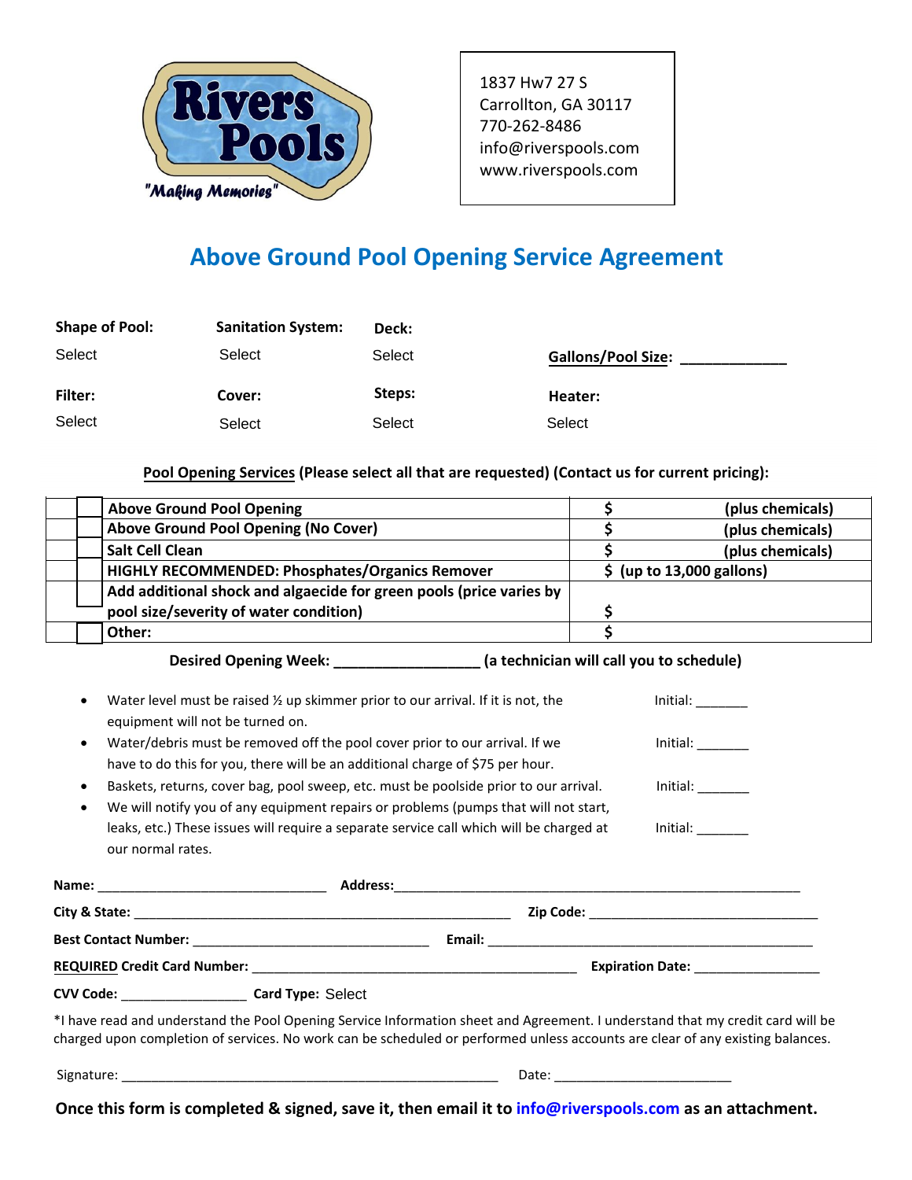1837 Hw7 27 S
Carrollton, GA 30117
770-262-8486
info@riverspools.com
www.riverspools.com

# Above Ground Pool Opening Service Agreement

| Shape of Pool: | Sanitation System: | Deck: | |
|---|---|---|---|
| Select | Select | Select | Gallons/Pool Size: _____________ |
| **Filter:** | **Cover:** | **Steps:** | **Heater:** |
| Select | Select | Select | Select |

**Pool Opening Services (Please select all that are requested) (Contact us for current pricing):**

| | | | |
|---|---|---|---|
| | ☐ | **Above Ground Pool Opening** | **$ (plus chemicals)** |
| | ☐ | **Above Ground Pool Opening (No Cover)** | **$ (plus chemicals)** |
| | ☐ | **Salt Cell Clean** | **$ (plus chemicals)** |
| | ☐ | **HIGHLY RECOMMENDED: Phosphates/Organics Remover** | **$ (up to 13,000 gallons)** |
| | ☐ | **Add additional shock and algaecide for green pools (price varies by pool size/severity of water condition)** | **$** |
| | ☐ | **Other:** | **$** |

**Desired Opening Week: _________________ (a technician will call you to schedule)**

- Water level must be raised ½ up skimmer prior to our arrival. If it is not, the equipment will not be turned on. Initial: _______
- Water/debris must be removed off the pool cover prior to our arrival. If we have to do this for you, there will be an additional charge of $75 per hour. Initial: _______
- Baskets, returns, cover bag, pool sweep, etc. must be poolside prior to our arrival. Initial: _______
- We will notify you of any equipment repairs or problems (pumps that will not start, leaks, etc.) These issues will require a separate service call which will be charged at our normal rates. Initial: _______

**Name:** ______________________________ **Address:**_____________________________________________________

**City & State:** ___________________________________________________ **Zip Code:** ______________________________

**Best Contact Number:** _______________________________ **Email:** ____________________________________________

**REQUIRED Credit Card Number:** _________________________________________ **Expiration Date:** ________________

**CVV Code:** ________________ **Card Type:** Select

*I have read and understand the Pool Opening Service Information sheet and Agreement. I understand that my credit card will be charged upon completion of services. No work can be scheduled or performed unless accounts are clear of any existing balances.

Signature: _____________________________________________________ Date: ________________________

**Once this form is completed & signed, save it, then email it to info@riverspools.com as an attachment.**